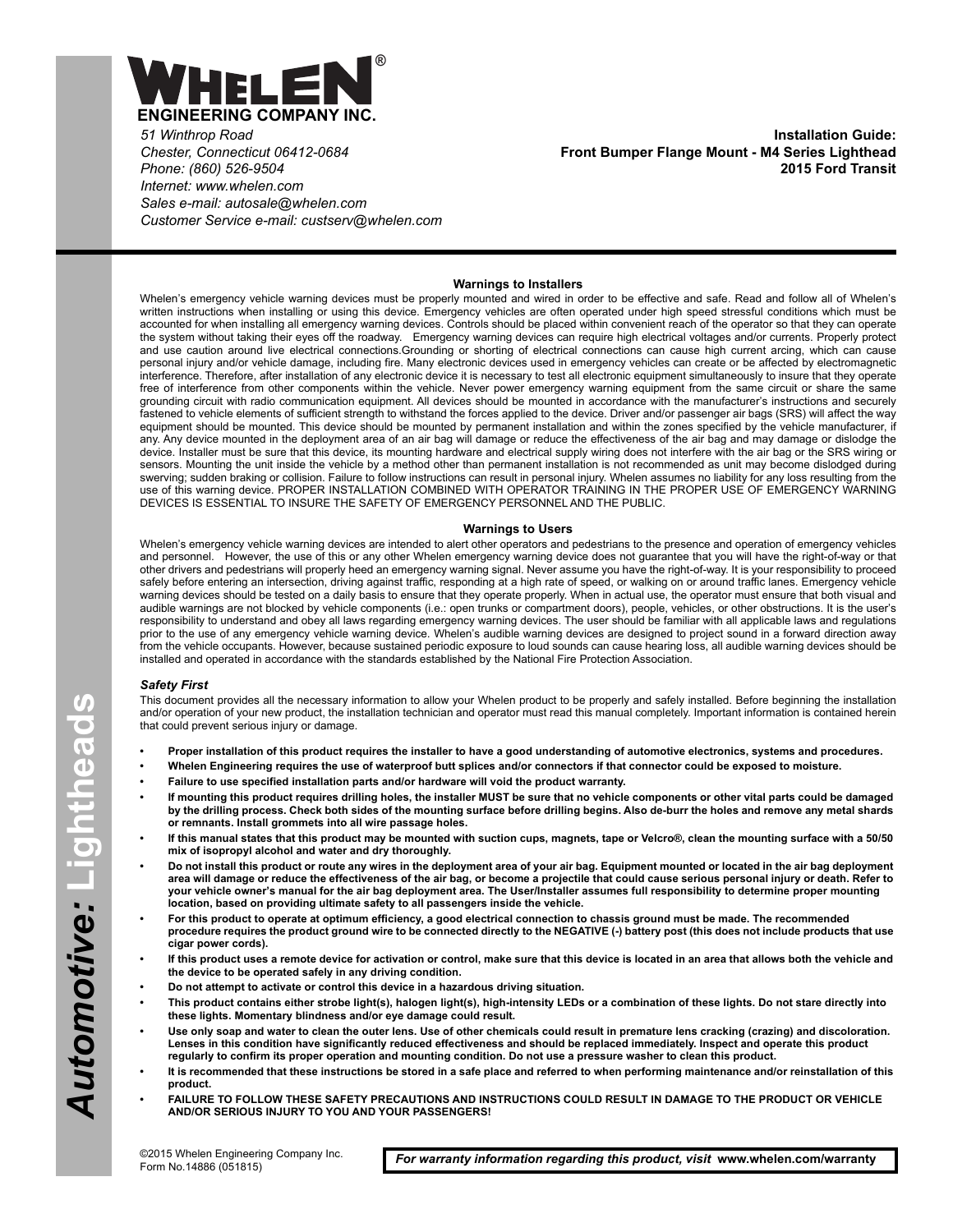# WHELEN®

**ENGINEERING COMPANY INC.**

*51 Winthrop Road*
*Chester, Connecticut 06412-0684*
*Phone: (860) 526-9504*
*Internet: www.whelen.com*
*Sales e-mail: autosale@whelen.com*
*Customer Service e-mail: custserv@whelen.com*

**Installation Guide:**
**Front Bumper Flange Mount - M4 Series Lighthead**
**2015 Ford Transit**

*Automotive:* Lightheads

## Warnings to Installers

Whelen's emergency vehicle warning devices must be properly mounted and wired in order to be effective and safe. Read and follow all of Whelen's written instructions when installing or using this device. Emergency vehicles are often operated under high speed stressful conditions which must be accounted for when installing all emergency warning devices. Controls should be placed within convenient reach of the operator so that they can operate the system without taking their eyes off the roadway. Emergency warning devices can require high electrical voltages and/or currents. Properly protect and use caution around live electrical connections.Grounding or shorting of electrical connections can cause high current arcing, which can cause personal injury and/or vehicle damage, including fire. Many electronic devices used in emergency vehicles can create or be affected by electromagnetic interference. Therefore, after installation of any electronic device it is necessary to test all electronic equipment simultaneously to insure that they operate free of interference from other components within the vehicle. Never power emergency warning equipment from the same circuit or share the same grounding circuit with radio communication equipment. All devices should be mounted in accordance with the manufacturer's instructions and securely fastened to vehicle elements of sufficient strength to withstand the forces applied to the device. Driver and/or passenger air bags (SRS) will affect the way equipment should be mounted. This device should be mounted by permanent installation and within the zones specified by the vehicle manufacturer, if any. Any device mounted in the deployment area of an air bag will damage or reduce the effectiveness of the air bag and may damage or dislodge the device. Installer must be sure that this device, its mounting hardware and electrical supply wiring does not interfere with the air bag or the SRS wiring or sensors. Mounting the unit inside the vehicle by a method other than permanent installation is not recommended as unit may become dislodged during swerving; sudden braking or collision. Failure to follow instructions can result in personal injury. Whelen assumes no liability for any loss resulting from the use of this warning device. PROPER INSTALLATION COMBINED WITH OPERATOR TRAINING IN THE PROPER USE OF EMERGENCY WARNING DEVICES IS ESSENTIAL TO INSURE THE SAFETY OF EMERGENCY PERSONNEL AND THE PUBLIC.

## Warnings to Users

Whelen's emergency vehicle warning devices are intended to alert other operators and pedestrians to the presence and operation of emergency vehicles and personnel. However, the use of this or any other Whelen emergency warning device does not guarantee that you will have the right-of-way or that other drivers and pedestrians will properly heed an emergency warning signal. Never assume you have the right-of-way. It is your responsibility to proceed safely before entering an intersection, driving against traffic, responding at a high rate of speed, or walking on or around traffic lanes. Emergency vehicle warning devices should be tested on a daily basis to ensure that they operate properly. When in actual use, the operator must ensure that both visual and audible warnings are not blocked by vehicle components (i.e.: open trunks or compartment doors), people, vehicles, or other obstructions. It is the user's responsibility to understand and obey all laws regarding emergency warning devices. The user should be familiar with all applicable laws and regulations prior to the use of any emergency vehicle warning device. Whelen's audible warning devices are designed to project sound in a forward direction away from the vehicle occupants. However, because sustained periodic exposure to loud sounds can cause hearing loss, all audible warning devices should be installed and operated in accordance with the standards established by the National Fire Protection Association.

### *Safety First*

This document provides all the necessary information to allow your Whelen product to be properly and safely installed. Before beginning the installation and/or operation of your new product, the installation technician and operator must read this manual completely. Important information is contained herein that could prevent serious injury or damage.

- **Proper installation of this product requires the installer to have a good understanding of automotive electronics, systems and procedures.**
- **Whelen Engineering requires the use of waterproof butt splices and/or connectors if that connector could be exposed to moisture.**
- **Failure to use specified installation parts and/or hardware will void the product warranty.**
- **If mounting this product requires drilling holes, the installer MUST be sure that no vehicle components or other vital parts could be damaged by the drilling process. Check both sides of the mounting surface before drilling begins. Also de-burr the holes and remove any metal shards or remnants. Install grommets into all wire passage holes.**
- **If this manual states that this product may be mounted with suction cups, magnets, tape or Velcro®, clean the mounting surface with a 50/50 mix of isopropyl alcohol and water and dry thoroughly.**
- **Do not install this product or route any wires in the deployment area of your air bag. Equipment mounted or located in the air bag deployment area will damage or reduce the effectiveness of the air bag, or become a projectile that could cause serious personal injury or death. Refer to your vehicle owner's manual for the air bag deployment area. The User/Installer assumes full responsibility to determine proper mounting location, based on providing ultimate safety to all passengers inside the vehicle.**
- **For this product to operate at optimum efficiency, a good electrical connection to chassis ground must be made. The recommended procedure requires the product ground wire to be connected directly to the NEGATIVE (-) battery post (this does not include products that use cigar power cords).**
- **If this product uses a remote device for activation or control, make sure that this device is located in an area that allows both the vehicle and the device to be operated safely in any driving condition.**
- **Do not attempt to activate or control this device in a hazardous driving situation.**
- **This product contains either strobe light(s), halogen light(s), high-intensity LEDs or a combination of these lights. Do not stare directly into these lights. Momentary blindness and/or eye damage could result.**
- **Use only soap and water to clean the outer lens. Use of other chemicals could result in premature lens cracking (crazing) and discoloration. Lenses in this condition have significantly reduced effectiveness and should be replaced immediately. Inspect and operate this product regularly to confirm its proper operation and mounting condition. Do not use a pressure washer to clean this product.**
- **It is recommended that these instructions be stored in a safe place and referred to when performing maintenance and/or reinstallation of this product.**
- **FAILURE TO FOLLOW THESE SAFETY PRECAUTIONS AND INSTRUCTIONS COULD RESULT IN DAMAGE TO THE PRODUCT OR VEHICLE AND/OR SERIOUS INJURY TO YOU AND YOUR PASSENGERS!**

©2015 Whelen Engineering Company Inc.
Form No.14886 (051815)

*For warranty information regarding this product, visit* **www.whelen.com/warranty**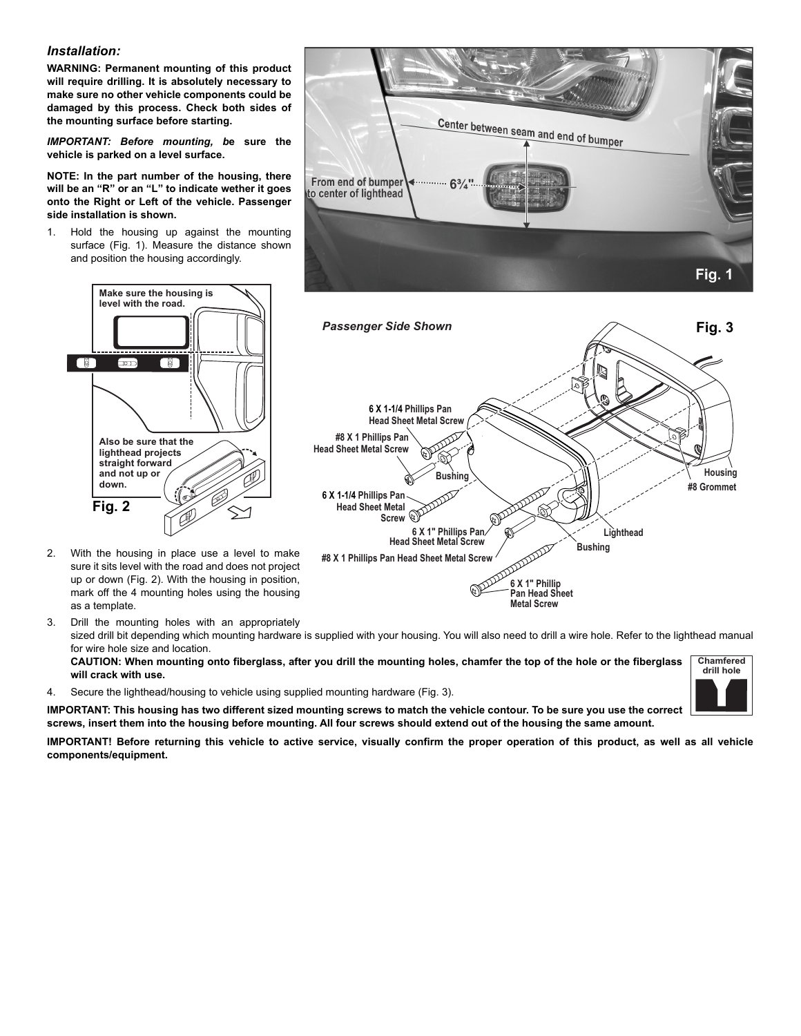*Installation:*

**WARNING: Permanent mounting of this product will require drilling. It is absolutely necessary to make sure no other vehicle components could be damaged by this process. Check both sides of the mounting surface before starting.**

***IMPORTANT: Before mounting, b*e sure the vehicle is parked on a level surface.**

**NOTE: In the part number of the housing, there will be an "R" or an "L" to indicate wether it goes onto the Right or Left of the vehicle. Passenger side installation is shown.**

1. Hold the housing up against the mounting surface (Fig. 1). Measure the distance shown and position the housing accordingly.

Center between seam and end of bumper

From end of bumper to center of lighthead

6¾"

**Fig. 1**

Make sure the housing is level with the road.

Also be sure that the lighthead projects straight forward and not up or down.

**Fig. 2**

*Passenger Side Shown*

**Fig. 3**

6 X 1-1/4 Phillips Pan Head Sheet Metal Screw

#8 X 1 Phillips Pan Head Sheet Metal Screw

Bushing

6 X 1-1/4 Phillips Pan Head Sheet Metal Screw

6 X 1" Phillips Pan Head Sheet Metal Screw

#8 X 1 Phillips Pan Head Sheet Metal Screw

6 X 1" Phillip Pan Head Sheet Metal Screw

Bushing

Lighthead

Housing

#8 Grommet

2. With the housing in place use a level to make sure it sits level with the road and does not project up or down (Fig. 2). With the housing in position, mark off the 4 mounting holes using the housing as a template.

3. Drill the mounting holes with an appropriately sized drill bit depending which mounting hardware is supplied with your housing. You will also need to drill a wire hole. Refer to the lighthead manual for wire hole size and location.

   **CAUTION: When mounting onto fiberglass, after you drill the mounting holes, chamfer the top of the hole or the fiberglass will crack with use.**

   Chamfered drill hole

4. Secure the lighthead/housing to vehicle using supplied mounting hardware (Fig. 3).

**IMPORTANT: This housing has two different sized mounting screws to match the vehicle contour. To be sure you use the correct screws, insert them into the housing before mounting. All four screws should extend out of the housing the same amount.**

**IMPORTANT! Before returning this vehicle to active service, visually confirm the proper operation of this product, as well as all vehicle components/equipment.**